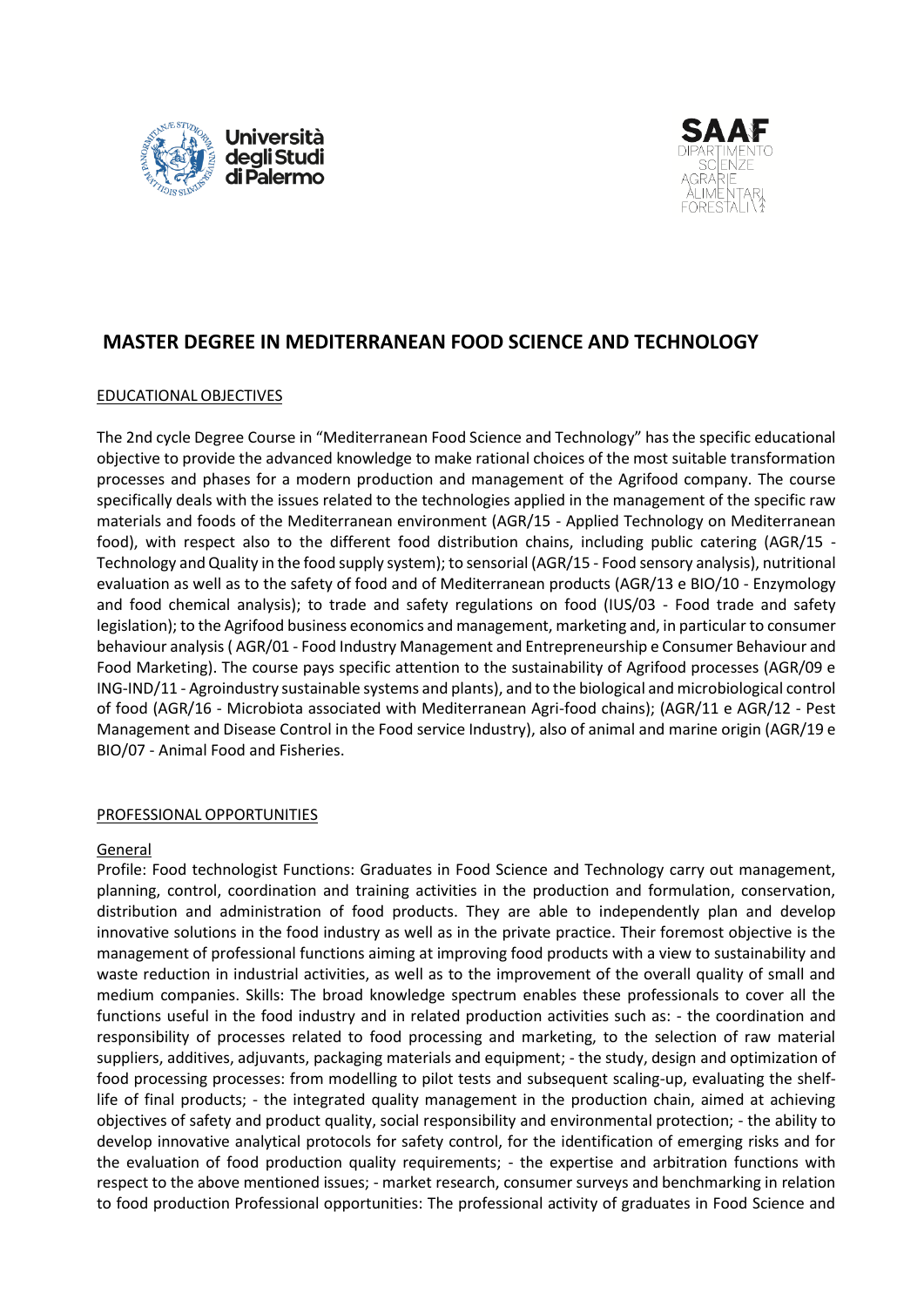# MASTER DEGREE IN MEDITERRANEAN FOOD SCIENCE AND TECHNOLOGY

## EDUCATIONAL OBJECTIVES

The 2nd cycle Degree Course in "Mediterranean Food Science and Technology" has the specific educational objective to provide the advanced knowledge to make rational choices of the most suitable transformation processes and phases for a modern production and management of the Agrifood company. The course specifically deals with the issues related to the technologies applied in the management of the specific raw materials and foods of the Mediterranean environment (AGR/15 - Applied Technology on Mediterranean food), with respect also to the different food distribution chains, including public catering (AGR/15 - Technology and Quality in the food supply system); to sensorial (AGR/15 - Food sensory analysis), nutritional evaluation as well as to the safety of food and of Mediterranean products (AGR/13 e BIO/10 - Enzymology and food chemical analysis); to trade and safety regulations on food (IUS/03 - Food trade and safety legislation); to the Agrifood business economics and management, marketing and, in particular to consumer behaviour analysis ( AGR/01 - Food Industry Management and Entrepreneurship e Consumer Behaviour and Food Marketing). The course pays specific attention to the sustainability of Agrifood processes (AGR/09 e ING-IND/11 - Agroindustry sustainable systems and plants), and to the biological and microbiological control of food (AGR/16 - Microbiota associated with Mediterranean Agri-food chains); (AGR/11 e AGR/12 - Pest Management and Disease Control in the Food service Industry), also of animal and marine origin (AGR/19 e BIO/07 - Animal Food and Fisheries.

## PROFESSIONAL OPPORTUNITIES

### General

Profile: Food technologist Functions: Graduates in Food Science and Technology carry out management, planning, control, coordination and training activities in the production and formulation, conservation, distribution and administration of food products. They are able to independently plan and develop innovative solutions in the food industry as well as in the private practice. Their foremost objective is the management of professional functions aiming at improving food products with a view to sustainability and waste reduction in industrial activities, as well as to the improvement of the overall quality of small and medium companies. Skills: The broad knowledge spectrum enables these professionals to cover all the functions useful in the food industry and in related production activities such as: - the coordination and responsibility of processes related to food processing and marketing, to the selection of raw material suppliers, additives, adjuvants, packaging materials and equipment; - the study, design and optimization of food processing processes: from modelling to pilot tests and subsequent scaling-up, evaluating the shelf-life of final products; - the integrated quality management in the production chain, aimed at achieving objectives of safety and product quality, social responsibility and environmental protection; - the ability to develop innovative analytical protocols for safety control, for the identification of emerging risks and for the evaluation of food production quality requirements; - the expertise and arbitration functions with respect to the above mentioned issues; - market research, consumer surveys and benchmarking in relation to food production Professional opportunities: The professional activity of graduates in Food Science and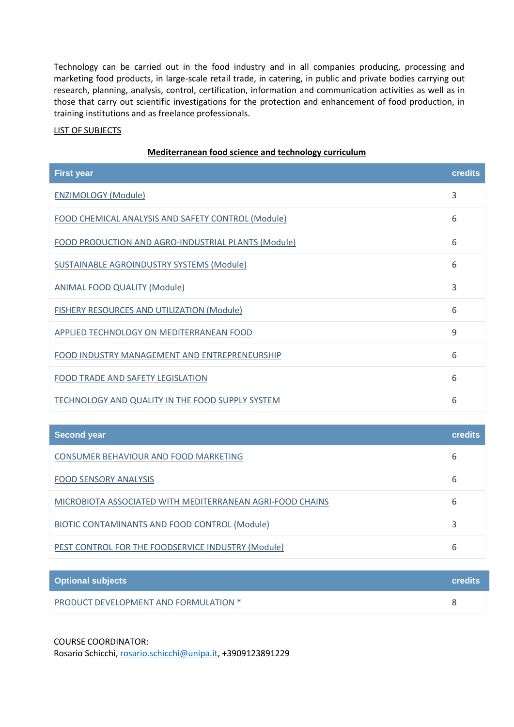Technology can be carried out in the food industry and in all companies producing, processing and marketing food products, in large-scale retail trade, in catering, in public and private bodies carrying out research, planning, analysis, control, certification, information and communication activities as well as in those that carry out scientific investigations for the protection and enhancement of food production, in training institutions and as freelance professionals.

LIST OF SUBJECTS

**Mediterranean food science and technology curriculum**

| First year | credits |
|---|---|
| ENZIMOLOGY (Module) | 3 |
| FOOD CHEMICAL ANALYSIS AND SAFETY CONTROL (Module) | 6 |
| FOOD PRODUCTION AND AGRO-INDUSTRIAL PLANTS (Module) | 6 |
| SUSTAINABLE AGROINDUSTRY SYSTEMS (Module) | 6 |
| ANIMAL FOOD QUALITY (Module) | 3 |
| FISHERY RESOURCES AND UTILIZATION (Module) | 6 |
| APPLIED TECHNOLOGY ON MEDITERRANEAN FOOD | 9 |
| FOOD INDUSTRY MANAGEMENT AND ENTREPRENEURSHIP | 6 |
| FOOD TRADE AND SAFETY LEGISLATION | 6 |
| TECHNOLOGY AND QUALITY IN THE FOOD SUPPLY SYSTEM | 6 |

| Second year | credits |
|---|---|
| CONSUMER BEHAVIOUR AND FOOD MARKETING | 6 |
| FOOD SENSORY ANALYSIS | 6 |
| MICROBIOTA ASSOCIATED WITH MEDITERRANEAN AGRI-FOOD CHAINS | 6 |
| BIOTIC CONTAMINANTS AND FOOD CONTROL (Module) | 3 |
| PEST CONTROL FOR THE FOODSERVICE INDUSTRY (Module) | 6 |

| Optional subjects | credits |
|---|---|
| PRODUCT DEVELOPMENT AND FORMULATION * | 8 |

COURSE COORDINATOR:
Rosario Schicchi, rosario.schicchi@unipa.it, +3909123891229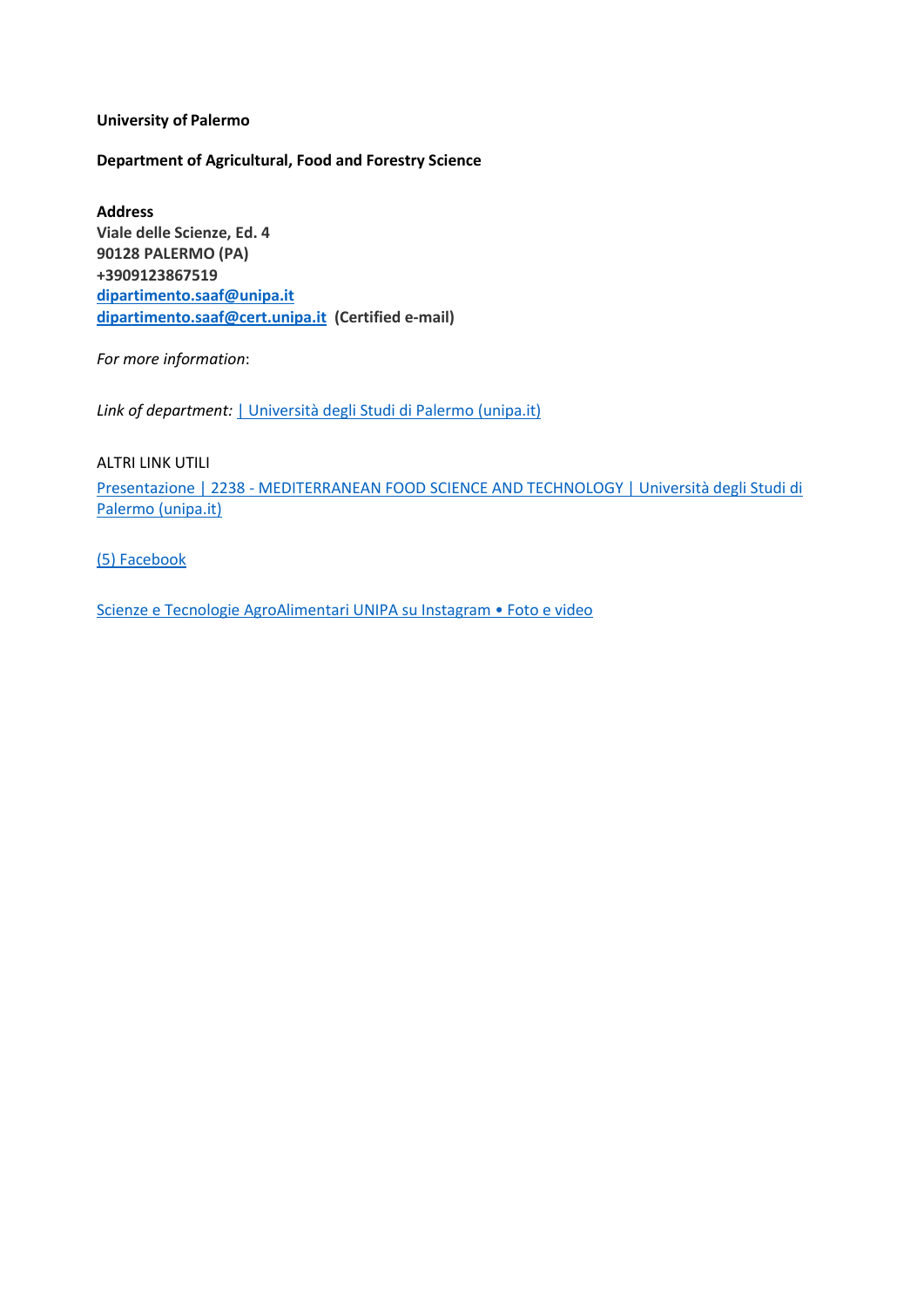**University of Palermo**

**Department of Agricultural, Food and Forestry Science**

**Address**
**Viale delle Scienze, Ed. 4**
**90128 PALERMO (PA)**
**+3909123867519**
**dipartimento.saaf@unipa.it**
**dipartimento.saaf@cert.unipa.it** **(Certified e-mail)**

*For more information*:

*Link of department:* | Università degli Studi di Palermo (unipa.it)

ALTRI LINK UTILI

Presentazione | 2238 - MEDITERRANEAN FOOD SCIENCE AND TECHNOLOGY | Università degli Studi di Palermo (unipa.it)

(5) Facebook

Scienze e Tecnologie AgroAlimentari UNIPA su Instagram • Foto e video